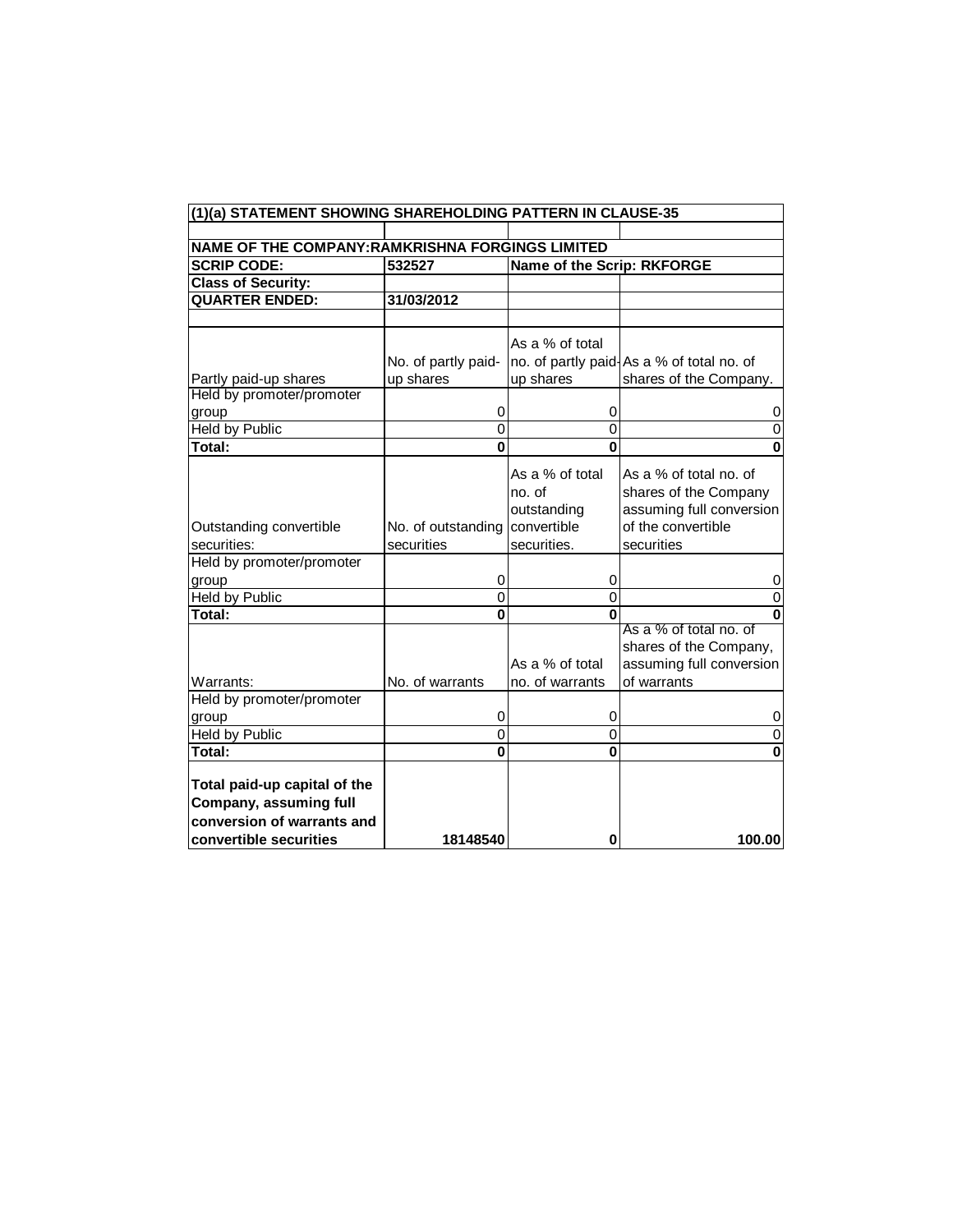| (1)(a) STATEMENT SHOWING SHAREHOLDING PATTERN IN CLAUSE-35 | | | |
|---|---|---|---|
| | | | |
| **NAME OF THE COMPANY:RAMKRISHNA FORGINGS LIMITED** | | | |
| **SCRIP CODE:** | **532527** | **Name of the Scrip: RKFORGE** | |
| **Class of Security:** | | | |
| **QUARTER ENDED:** | **31/03/2012** | | |
| | | | |
| Partly paid-up shares | No. of partly paid-up shares | As a % of total no. of partly paid-up shares | As a % of total no. of shares of the Company. |
| Held by promoter/promoter group | 0 | 0 | 0 |
| Held by Public | 0 | 0 | 0 |
| **Total:** | **0** | **0** | **0** |
| Outstanding convertible securities: | No. of outstanding securities | As a % of total no. of outstanding convertible securities. | As a % of total no. of shares of the Company assuming full conversion of the convertible securities |
| Held by promoter/promoter group | 0 | 0 | 0 |
| Held by Public | 0 | 0 | 0 |
| **Total:** | **0** | **0** | **0** |
| Warrants: | No. of warrants | As a % of total no. of warrants | As a % of total no. of shares of the Company, assuming full conversion of warrants |
| Held by promoter/promoter group | 0 | 0 | 0 |
| Held by Public | 0 | 0 | 0 |
| **Total:** | **0** | **0** | **0** |
| **Total paid-up capital of the Company, assuming full conversion of warrants and convertible securities** | **18148540** | **0** | **100.00** |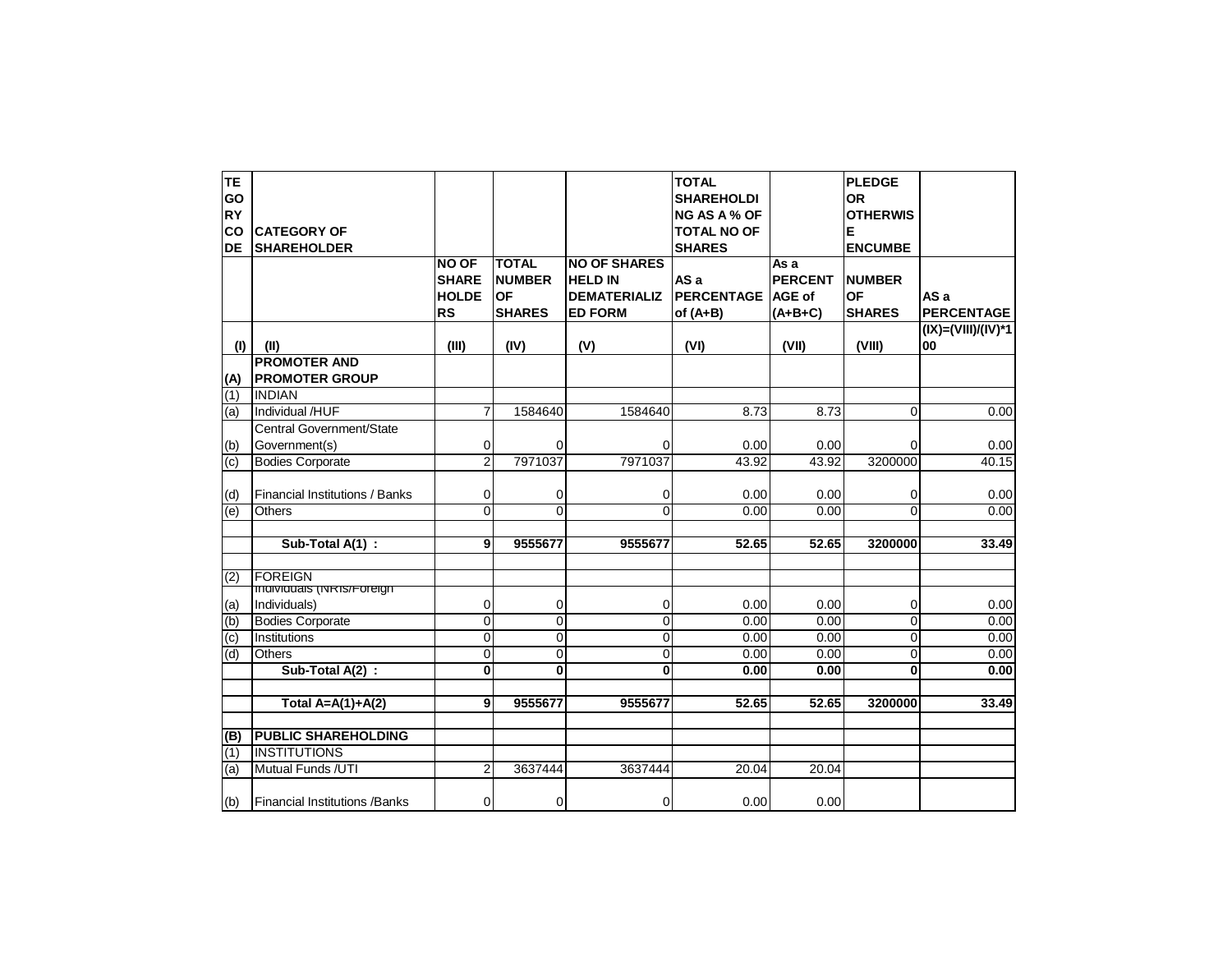| CATEGORY CODE | CATEGORY OF SHAREHOLDER | | | | TOTAL SHAREHOLDING AS A % OF TOTAL NO OF SHARES | | PLEDGE OR OTHERWISE ENCUMBE | |
|---|---|---|---|---|---|---|---|---|
| | | NO OF SHAREHOLDERS | TOTAL NUMBER OF SHARES | NO OF SHARES HELD IN DEMATERIALIZED FORM | AS a PERCENTAGE of (A+B) | As a PERCENTAGE of (A+B+C) | NUMBER OF SHARES | AS a PERCENTAGE |
| (I) | (II) | (III) | (IV) | (V) | (VI) | (VII) | (VIII) | (IX)=(VIII)/(IV)*100 |
| (A) | **PROMOTER AND PROMOTER GROUP** | | | | | | | |
| (1) | INDIAN | | | | | | | |
| (a) | Individual /HUF | 7 | 1584640 | 1584640 | 8.73 | 8.73 | 0 | 0.00 |
| (b) | Central Government/State Government(s) | 0 | 0 | 0 | 0.00 | 0.00 | 0 | 0.00 |
| (c) | Bodies Corporate | 2 | 7971037 | 7971037 | 43.92 | 43.92 | 3200000 | 40.15 |
| (d) | Financial Institutions / Banks | 0 | 0 | 0 | 0.00 | 0.00 | 0 | 0.00 |
| (e) | Others | 0 | 0 | 0 | 0.00 | 0.00 | 0 | 0.00 |
| | **Sub-Total A(1) :** | **9** | **9555677** | **9555677** | **52.65** | **52.65** | **3200000** | **33.49** |
| (2) | FOREIGN | | | | | | | |
| (a) | Individuals (NRIs/Foreign Individuals) | 0 | 0 | 0 | 0.00 | 0.00 | 0 | 0.00 |
| (b) | Bodies Corporate | 0 | 0 | 0 | 0.00 | 0.00 | 0 | 0.00 |
| (c) | Institutions | 0 | 0 | 0 | 0.00 | 0.00 | 0 | 0.00 |
| (d) | Others | 0 | 0 | 0 | 0.00 | 0.00 | 0 | 0.00 |
| | **Sub-Total A(2) :** | **0** | **0** | **0** | **0.00** | **0.00** | **0** | **0.00** |
| | **Total A=A(1)+A(2)** | **9** | **9555677** | **9555677** | **52.65** | **52.65** | **3200000** | **33.49** |
| (B) | **PUBLIC SHAREHOLDING** | | | | | | | |
| (1) | INSTITUTIONS | | | | | | | |
| (a) | Mutual Funds /UTI | 2 | 3637444 | 3637444 | 20.04 | 20.04 | | |
| (b) | Financial Institutions /Banks | 0 | 0 | 0 | 0.00 | 0.00 | | |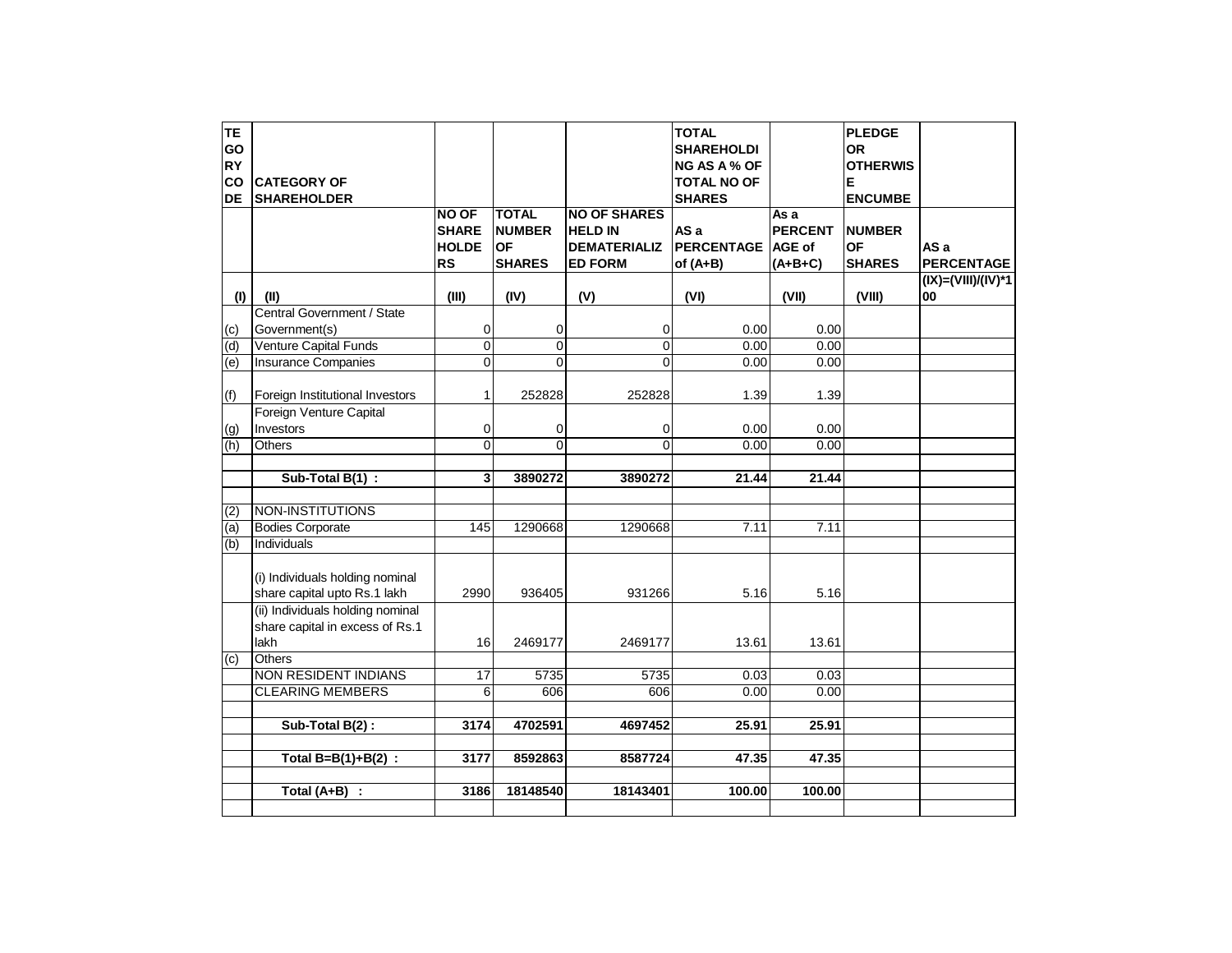| CATEGORY CODE | CATEGORY OF SHAREHOLDER | NO OF SHAREHOLDERS | TOTAL NUMBER OF SHARES | NO OF SHARES HELD IN DEMATERIALIZED FORM | TOTAL SHAREHOLDING AS A % OF TOTAL NO OF SHARES | | PLEDGE OR OTHERWISE ENCUMBERED | |
|---|---|---|---|---|---|---|---|---|
| | | | | | AS a PERCENTAGE of (A+B) | As a PERCENTAGE of (A+B+C) | NUMBER OF SHARES | AS a PERCENTAGE |
| (I) | (II) | (III) | (IV) | (V) | (VI) | (VII) | (VIII) | (IX)=(VIII)/(IV)*100 |
| (c) | Central Government / State Government(s) | 0 | 0 | 0 | 0.00 | 0.00 | | |
| (d) | Venture Capital Funds | 0 | 0 | 0 | 0.00 | 0.00 | | |
| (e) | Insurance Companies | 0 | 0 | 0 | 0.00 | 0.00 | | |
| (f) | Foreign Institutional Investors | 1 | 252828 | 252828 | 1.39 | 1.39 | | |
| (g) | Foreign Venture Capital Investors | 0 | 0 | 0 | 0.00 | 0.00 | | |
| (h) | Others | 0 | 0 | 0 | 0.00 | 0.00 | | |
| | | | | | | | | |
| | **Sub-Total B(1) :** | **3** | **3890272** | **3890272** | **21.44** | **21.44** | | |
| | | | | | | | | |
| (2) | NON-INSTITUTIONS | | | | | | | |
| (a) | Bodies Corporate | 145 | 1290668 | 1290668 | 7.11 | 7.11 | | |
| (b) | Individuals | | | | | | | |
| | (i) Individuals holding nominal share capital upto Rs.1 lakh | 2990 | 936405 | 931266 | 5.16 | 5.16 | | |
| | (ii) Individuals holding nominal share capital in excess of Rs.1 lakh | 16 | 2469177 | 2469177 | 13.61 | 13.61 | | |
| (c) | Others | | | | | | | |
| | NON RESIDENT INDIANS | 17 | 5735 | 5735 | 0.03 | 0.03 | | |
| | CLEARING MEMBERS | 6 | 606 | 606 | 0.00 | 0.00 | | |
| | | | | | | | | |
| | **Sub-Total B(2) :** | **3174** | **4702591** | **4697452** | **25.91** | **25.91** | | |
| | | | | | | | | |
| | **Total B=B(1)+B(2) :** | **3177** | **8592863** | **8587724** | **47.35** | **47.35** | | |
| | | | | | | | | |
| | **Total (A+B) :** | **3186** | **18148540** | **18143401** | **100.00** | **100.00** | | |
| | | | | | | | | |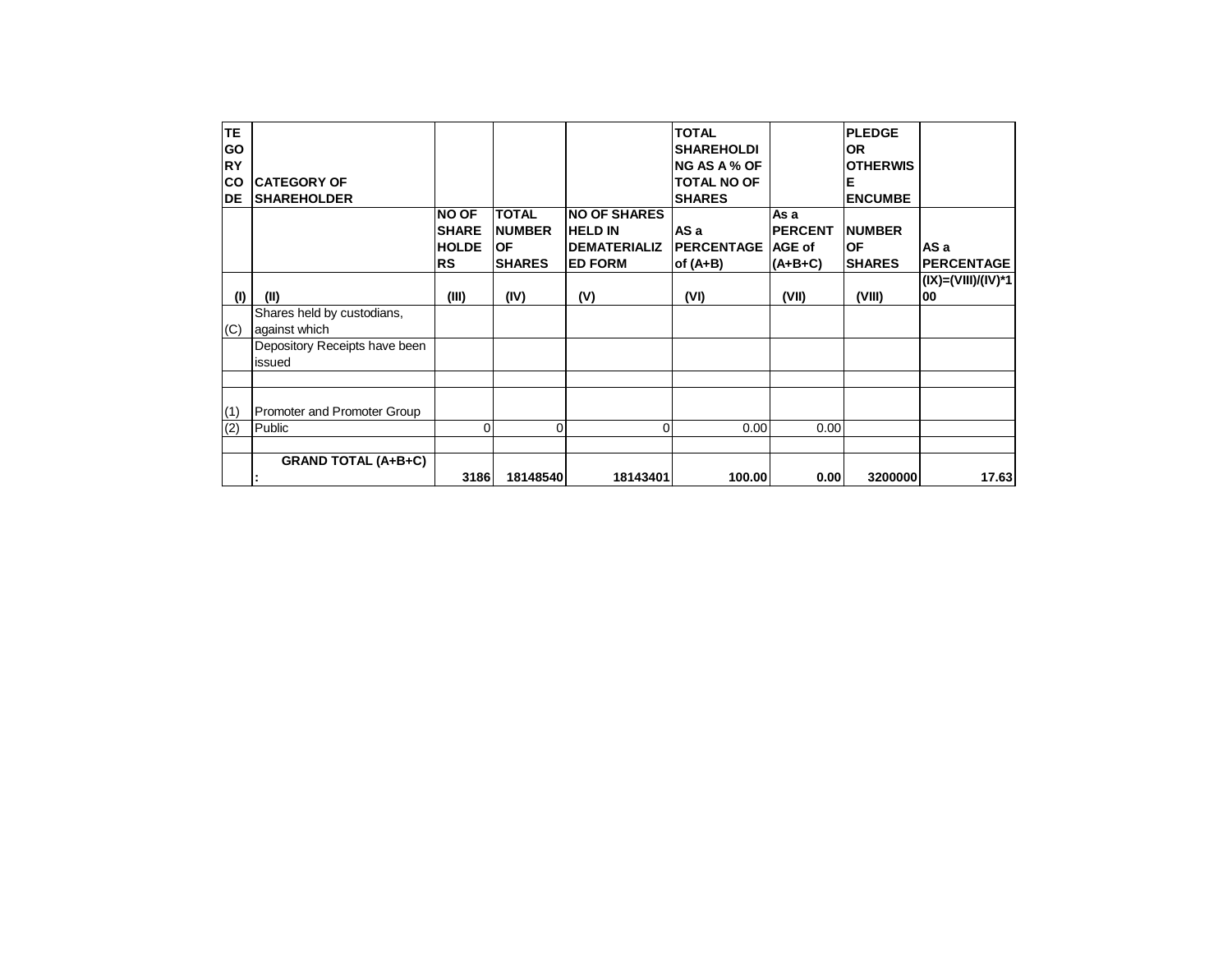| CATEGORY CODE | CATEGORY OF SHAREHOLDER | | | | TOTAL SHAREHOLDING AS A % OF TOTAL NO OF SHARES | | PLEDGE OR OTHERWISE ENCUMBE | |
|---|---|---|---|---|---|---|---|---|
| | | NO OF SHAREHOLDERS | TOTAL NUMBER OF SHARES | NO OF SHARES HELD IN DEMATERIALIZED FORM | AS a PERCENTAGE of (A+B) | As a PERCENTAGE of (A+B+C) | NUMBER OF SHARES | AS a PERCENTAGE |
| (I) | (II) | (III) | (IV) | (V) | (VI) | (VII) | (VIII) | (IX)=(VIII)/(IV)*100 |
| (C) | Shares held by custodians, against which | | | | | | | |
| | Depository Receipts have been issued | | | | | | | |
| | | | | | | | | |
| (1) | Promoter and Promoter Group | | | | | | | |
| (2) | Public | 0 | 0 | 0 | 0.00 | 0.00 | | |
| | | | | | | | | |
| | **GRAND TOTAL (A+B+C) :** | **3186** | **18148540** | **18143401** | **100.00** | **0.00** | **3200000** | **17.63** |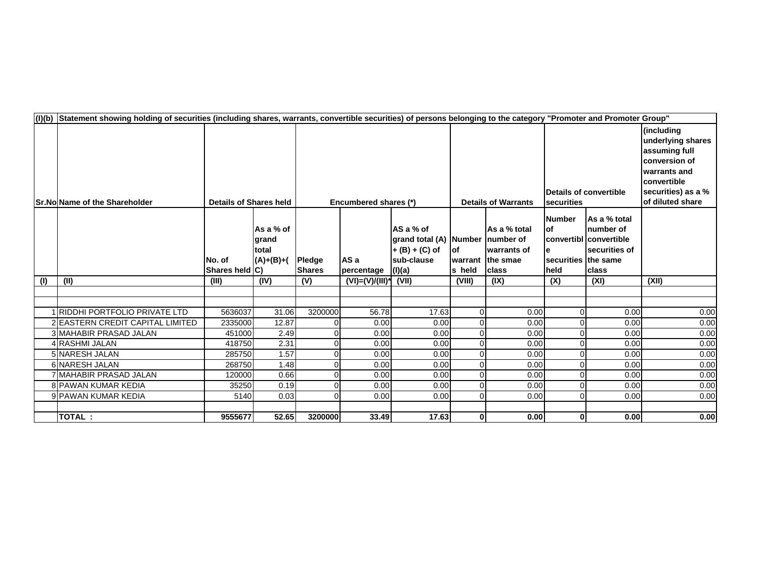| (I)(b) | Statement showing holding of securities (including shares, warrants, convertible securities) of persons belonging to the category "Promoter and Promoter Group" | | | | | | | | | | |
|---|---|---|---|---|---|---|---|---|---|---|---|
| Sr.No | Name of the Shareholder | Details of Shares held | | Encumbered shares (*) | | | Details of Warrants | | Details of convertible securities | | (including underlying shares assuming full conversion of warrants and convertible securities) as a % of diluted share |
| | | No. of Shares held | As a % of grand total (A)+(B)+(C) | Pledge Shares | AS a percentage | AS a % of grand total (A) + (B) + (C) of sub-clause (I)(a) | Number of warrants held | As a % total number of warrants of the smae class | Number of convertible securities held | As a % total number of convertible securities of the same class | |
| (I) | (II) | (III) | (IV) | (V) | (VI)=(V)/(III)* | (VII) | (VIII) | (IX) | (X) | (XI) | (XII) |
| | | | | | | | | | | | |
| | | | | | | | | | | | |
| 1 | RIDDHI PORTFOLIO PRIVATE LTD | 5636037 | 31.06 | 3200000 | 56.78 | 17.63 | 0 | 0.00 | 0 | 0.00 | 0.00 |
| 2 | EASTERN CREDIT CAPITAL LIMITED | 2335000 | 12.87 | 0 | 0.00 | 0.00 | 0 | 0.00 | 0 | 0.00 | 0.00 |
| 3 | MAHABIR PRASAD JALAN | 451000 | 2.49 | 0 | 0.00 | 0.00 | 0 | 0.00 | 0 | 0.00 | 0.00 |
| 4 | RASHMI JALAN | 418750 | 2.31 | 0 | 0.00 | 0.00 | 0 | 0.00 | 0 | 0.00 | 0.00 |
| 5 | NARESH JALAN | 285750 | 1.57 | 0 | 0.00 | 0.00 | 0 | 0.00 | 0 | 0.00 | 0.00 |
| 6 | NARESH JALAN | 268750 | 1.48 | 0 | 0.00 | 0.00 | 0 | 0.00 | 0 | 0.00 | 0.00 |
| 7 | MAHABIR PRASAD JALAN | 120000 | 0.66 | 0 | 0.00 | 0.00 | 0 | 0.00 | 0 | 0.00 | 0.00 |
| 8 | PAWAN KUMAR KEDIA | 35250 | 0.19 | 0 | 0.00 | 0.00 | 0 | 0.00 | 0 | 0.00 | 0.00 |
| 9 | PAWAN KUMAR KEDIA | 5140 | 0.03 | 0 | 0.00 | 0.00 | 0 | 0.00 | 0 | 0.00 | 0.00 |
| | | | | | | | | | | | |
| | **TOTAL :** | **9555677** | **52.65** | **3200000** | **33.49** | **17.63** | **0** | **0.00** | **0** | **0.00** | **0.00** |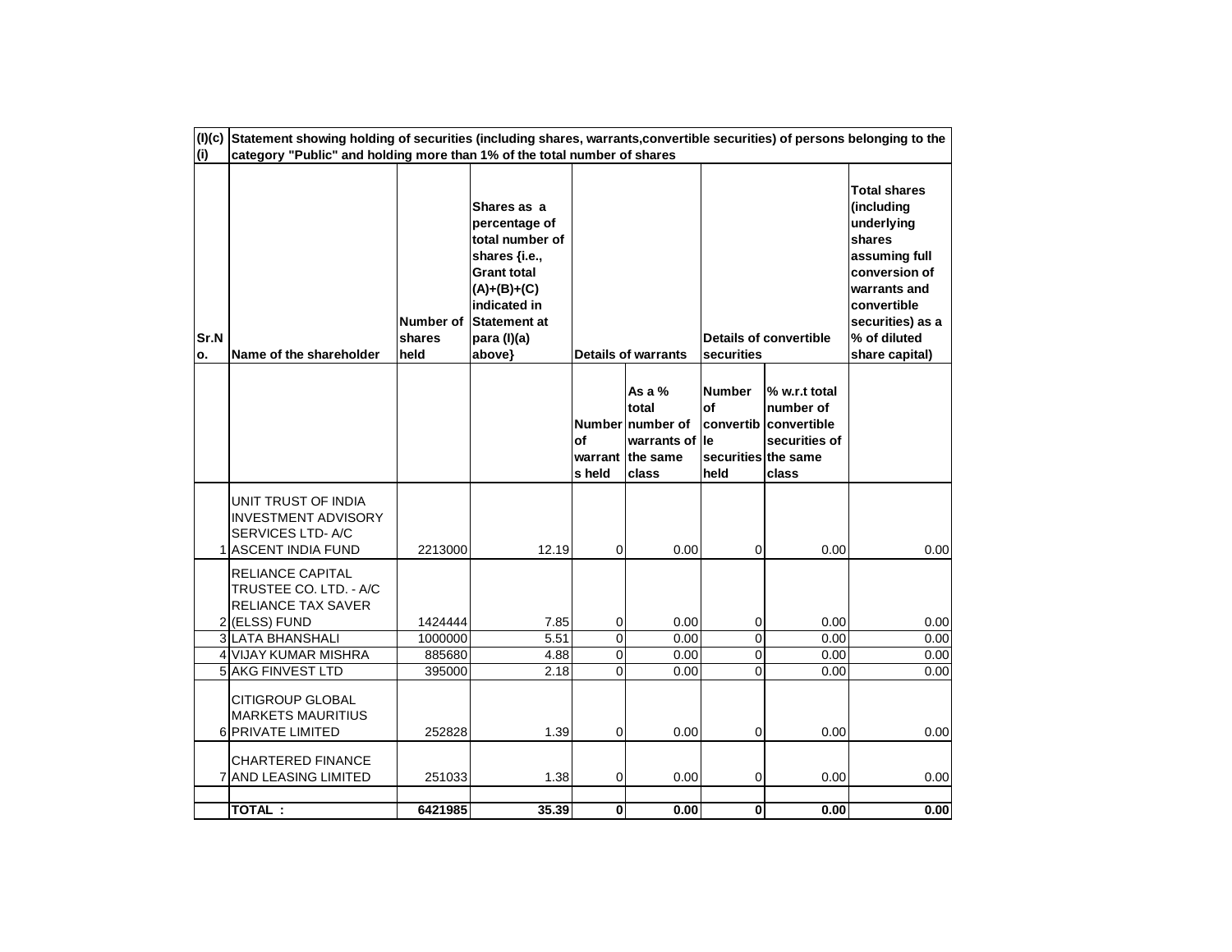| (I)(c)(i) | Statement showing holding of securities (including shares, warrants,convertible securities) of persons belonging to the category "Public" and holding more than 1% of the total number of shares | | | | | | | |
|---|---|---|---|---|---|---|---|---|
| Sr.No. | Name of the shareholder | Number of shares held | Shares as a percentage of total number of shares {i.e., Grant total (A)+(B)+(C) indicated in Statement at para (I)(a) above} | Details of warrants | | Details of convertible securities | | Total shares (including underlying shares assuming full conversion of warrants and convertible securities) as a % of diluted share capital) |
| | | | | Number of warrants held | As a % total number of warrants of the same class | Number of convertible securities held | % w.r.t total number of convertible securities of the same class | |
| 1 | UNIT TRUST OF INDIA INVESTMENT ADVISORY SERVICES LTD- A/C ASCENT INDIA FUND | 2213000 | 12.19 | 0 | 0.00 | 0 | 0.00 | 0.00 |
| 2 | RELIANCE CAPITAL TRUSTEE CO. LTD. - A/C RELIANCE TAX SAVER (ELSS) FUND | 1424444 | 7.85 | 0 | 0.00 | 0 | 0.00 | 0.00 |
| 3 | LATA BHANSHALI | 1000000 | 5.51 | 0 | 0.00 | 0 | 0.00 | 0.00 |
| 4 | VIJAY KUMAR MISHRA | 885680 | 4.88 | 0 | 0.00 | 0 | 0.00 | 0.00 |
| 5 | AKG FINVEST LTD | 395000 | 2.18 | 0 | 0.00 | 0 | 0.00 | 0.00 |
| 6 | CITIGROUP GLOBAL MARKETS MAURITIUS PRIVATE LIMITED | 252828 | 1.39 | 0 | 0.00 | 0 | 0.00 | 0.00 |
| 7 | CHARTERED FINANCE AND LEASING LIMITED | 251033 | 1.38 | 0 | 0.00 | 0 | 0.00 | 0.00 |
| | | | | | | | | |
| | **TOTAL :** | **6421985** | **35.39** | **0** | **0.00** | **0** | **0.00** | **0.00** |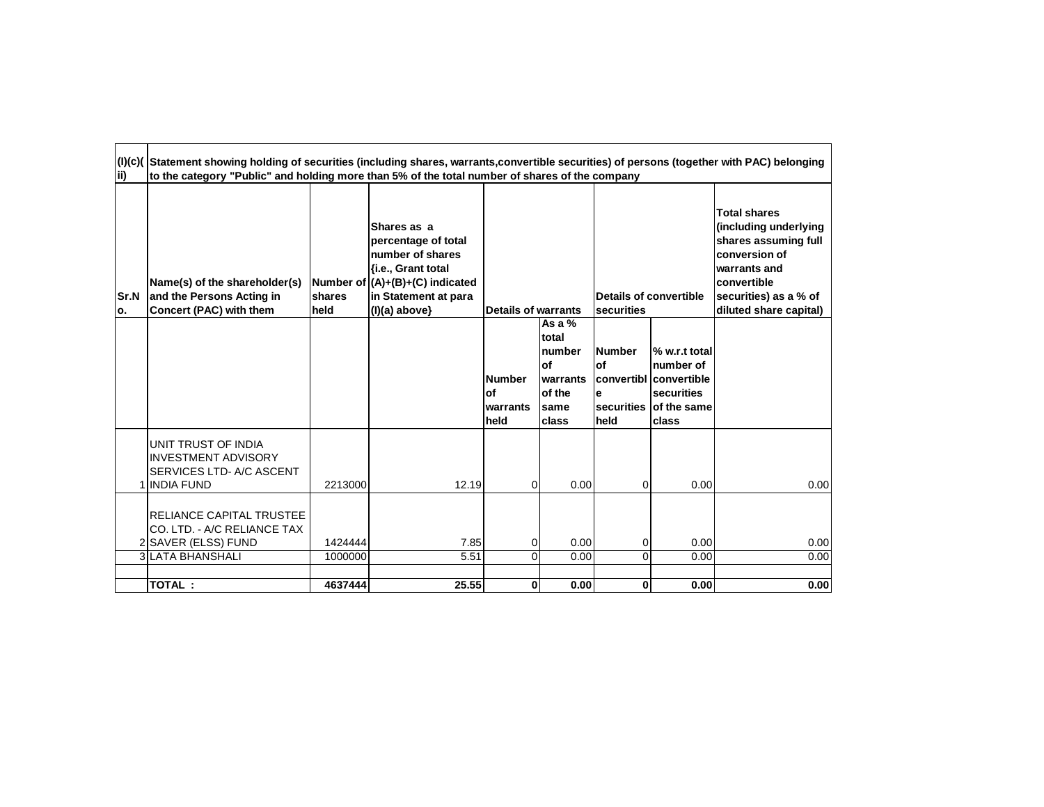| (I)(c)(ii) | Statement showing holding of securities (including shares, warrants,convertible securities) of persons (together with PAC) belonging to the category "Public" and holding more than 5% of the total number of shares of the company | | | | | | | |
|---|---|---|---|---|---|---|---|---|
| **Sr.No.** | **Name(s) of the shareholder(s) and the Persons Acting in Concert (PAC) with them** | **Number of shares held** | **Shares as a percentage of total number of shares {i.e., Grant total (A)+(B)+(C) indicated in Statement at para (I)(a) above}** | **Details of warrants** | | **Details of convertible securities** | | **Total shares (including underlying shares assuming full conversion of warrants and convertible securities) as a % of diluted share capital)** |
| | | | | **Number of warrants held** | **As a % total number of warrants of the same class** | **Number of convertible securities held** | **% w.r.t total number of convertible securities of the same class** | |
| 1 | UNIT TRUST OF INDIA INVESTMENT ADVISORY SERVICES LTD- A/C ASCENT INDIA FUND | 2213000 | 12.19 | 0 | 0.00 | 0 | 0.00 | 0.00 |
| 2 | RELIANCE CAPITAL TRUSTEE CO. LTD. - A/C RELIANCE TAX SAVER (ELSS) FUND | 1424444 | 7.85 | 0 | 0.00 | 0 | 0.00 | 0.00 |
| 3 | LATA BHANSHALI | 1000000 | 5.51 | 0 | 0.00 | 0 | 0.00 | 0.00 |
| | | | | | | | | |
| | **TOTAL :** | **4637444** | **25.55** | **0** | **0.00** | **0** | **0.00** | **0.00** |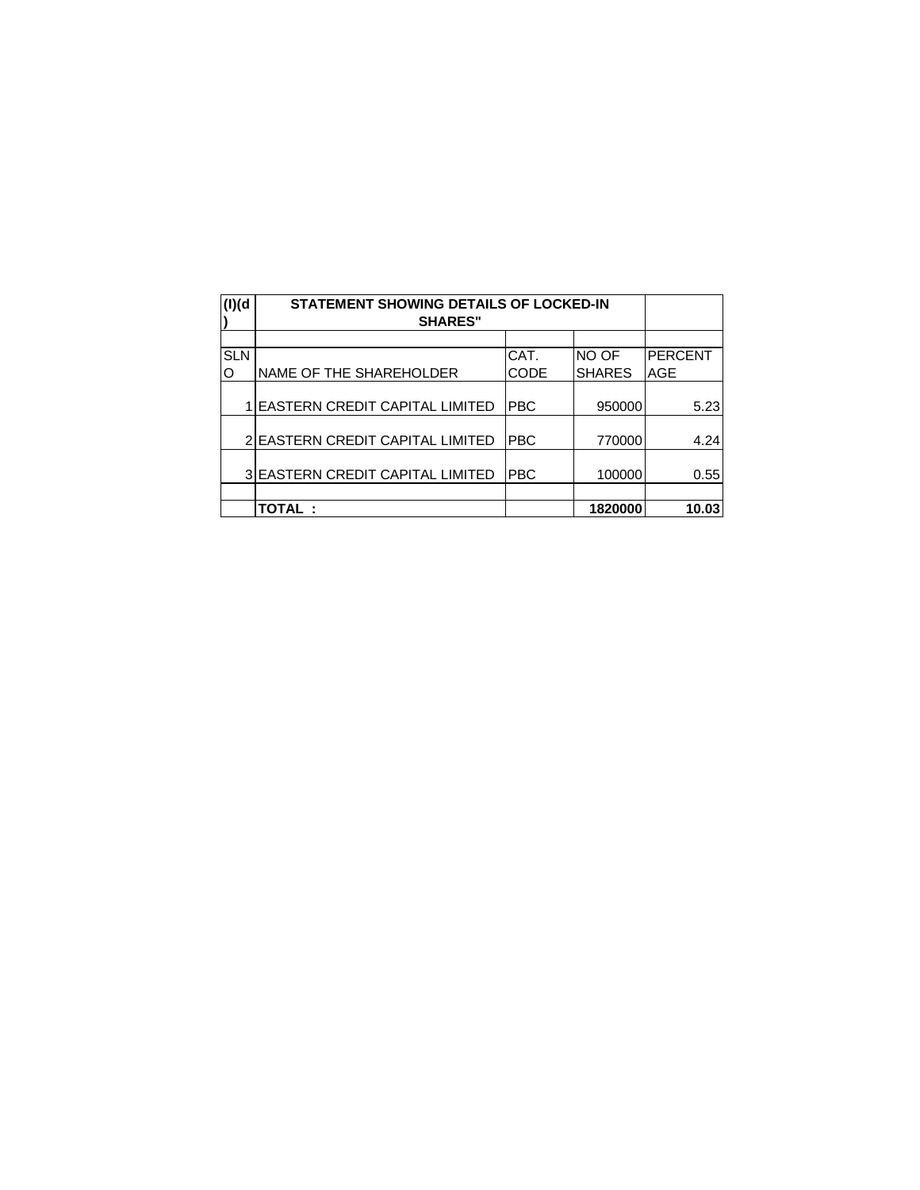| (I)(d) | STATEMENT SHOWING DETAILS OF LOCKED-IN SHARES" | | | |
|---|---|---|---|---|
| | | | | |
| SLNO | NAME OF THE SHAREHOLDER | CAT. CODE | NO OF SHARES | PERCENTAGE |
| 1 | EASTERN CREDIT CAPITAL LIMITED | PBC | 950000 | 5.23 |
| 2 | EASTERN CREDIT CAPITAL LIMITED | PBC | 770000 | 4.24 |
| 3 | EASTERN CREDIT CAPITAL LIMITED | PBC | 100000 | 0.55 |
| | | | | |
| | **TOTAL :** | | **1820000** | **10.03** |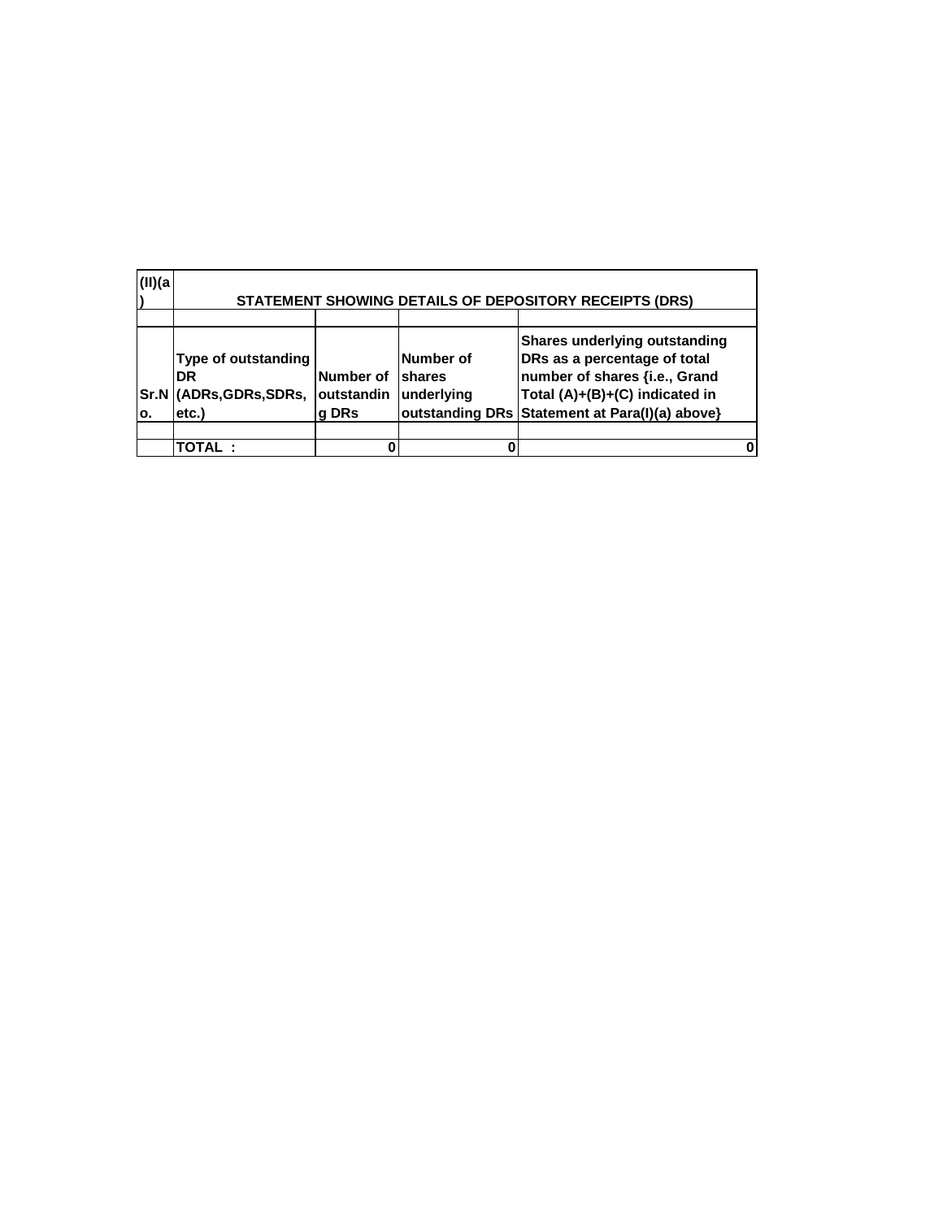| (II)(a) | STATEMENT SHOWING DETAILS OF DEPOSITORY RECEIPTS (DRS) | | | |
|---|---|---|---|---|
| | | | | |
| Sr.No. | Type of outstanding DR (ADRs,GDRs,SDRs, etc.) | Number of outstanding DRs | Number of shares underlying outstanding DRs | Shares underlying outstanding DRs as a percentage of total number of shares {i.e., Grand Total (A)+(B)+(C) indicated in Statement at Para(I)(a) above} |
| | | | | |
| | TOTAL : | 0 | 0 | 0 |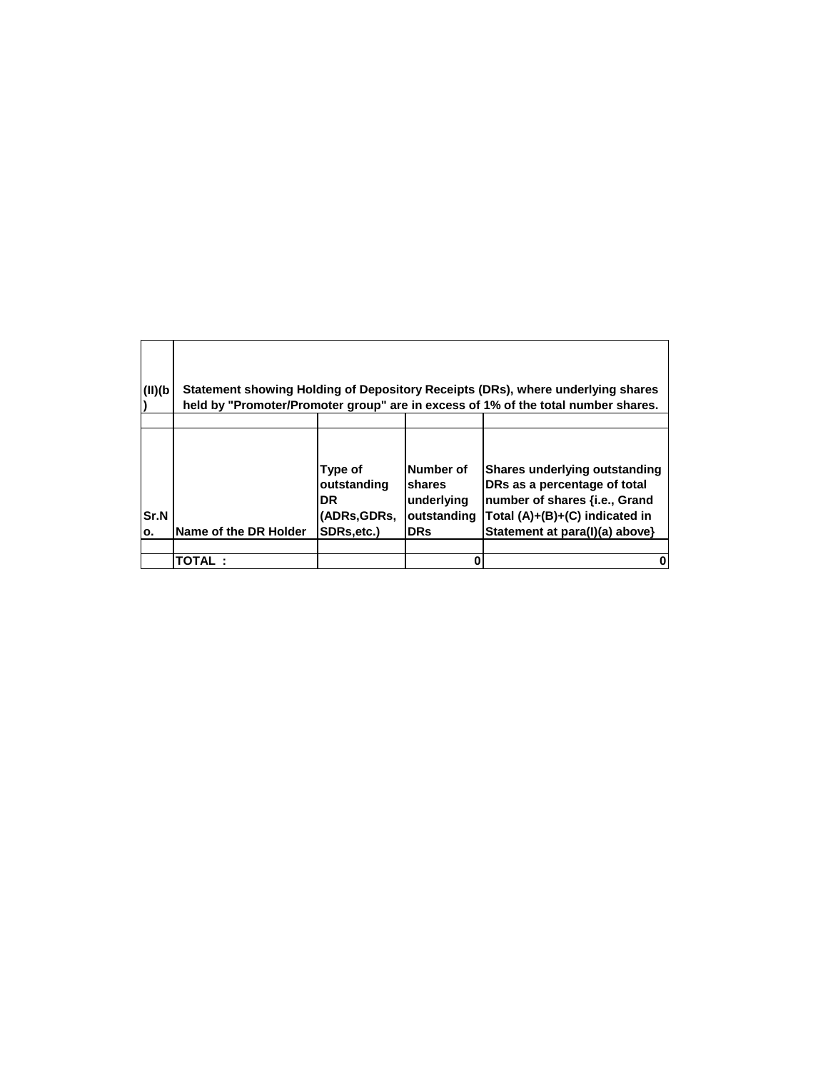| (II)(b) | Statement showing Holding of Depository Receipts (DRs), where underlying shares held by "Promoter/Promoter group" are in excess of 1% of the total number shares. | | | |
|---|---|---|---|---|
| | | | | |
| Sr.No. | Name of the DR Holder | Type of outstanding DR (ADRs,GDRs, SDRs,etc.) | Number of shares underlying outstanding DRs | Shares underlying outstanding DRs as a percentage of total number of shares {i.e., Grand Total (A)+(B)+(C) indicated in Statement at para(I)(a) above} |
| | | | | |
| | TOTAL : | | 0 | 0 |